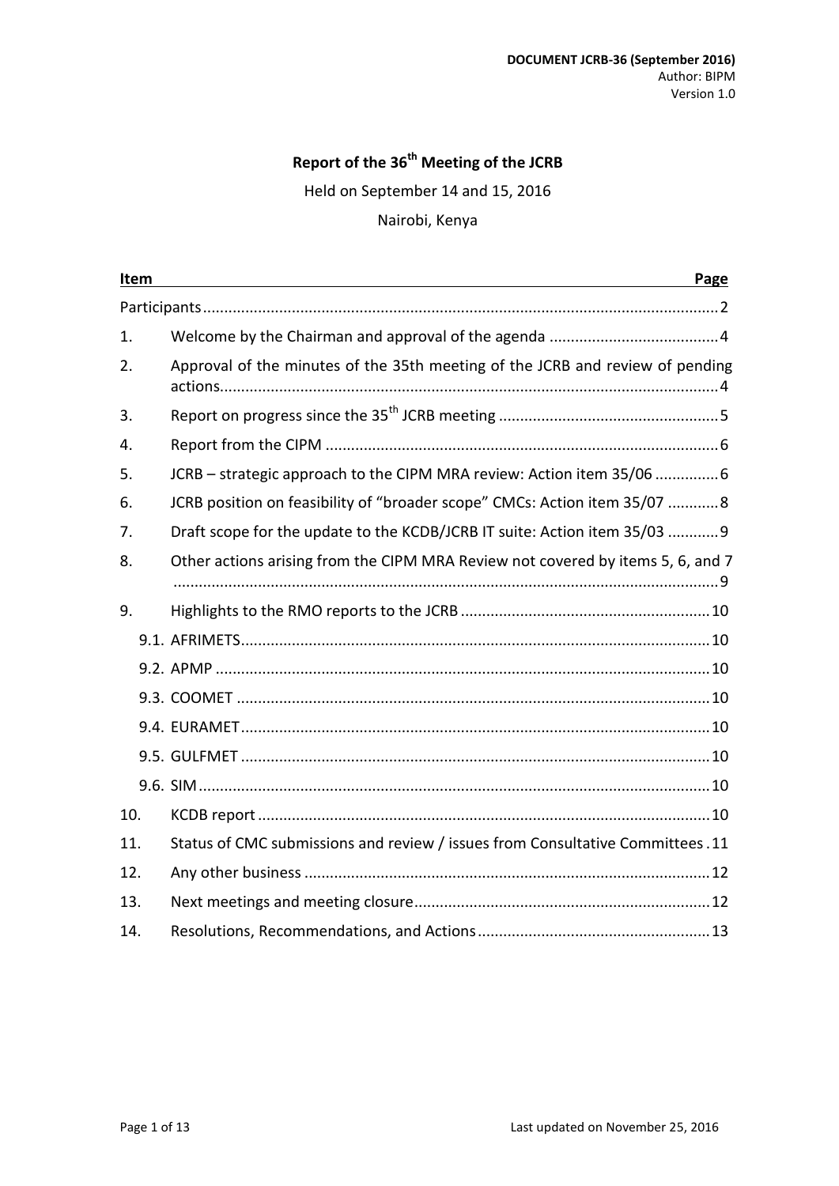**DOCUMENT JCRB-36 (September 2016)**
Author: BIPM
Version 1.0

# Report of the 36th Meeting of the JCRB

Held on September 14 and 15, 2016

Nairobi, Kenya

| Item | | Page |
|---|---|---|
| Participants | | 2 |
| 1. | Welcome by the Chairman and approval of the agenda | 4 |
| 2. | Approval of the minutes of the 35th meeting of the JCRB and review of pending actions | 4 |
| 3. | Report on progress since the 35th JCRB meeting | 5 |
| 4. | Report from the CIPM | 6 |
| 5. | JCRB – strategic approach to the CIPM MRA review: Action item 35/06 | 6 |
| 6. | JCRB position on feasibility of “broader scope” CMCs: Action item 35/07 | 8 |
| 7. | Draft scope for the update to the KCDB/JCRB IT suite: Action item 35/03 | 9 |
| 8. | Other actions arising from the CIPM MRA Review not covered by items 5, 6, and 7 | 9 |
| 9. | Highlights to the RMO reports to the JCRB | 10 |
| 9.1. | AFRIMETS | 10 |
| 9.2. | APMP | 10 |
| 9.3. | COOMET | 10 |
| 9.4. | EURAMET | 10 |
| 9.5. | GULFMET | 10 |
| 9.6. | SIM | 10 |
| 10. | KCDB report | 10 |
| 11. | Status of CMC submissions and review / issues from Consultative Committees | 11 |
| 12. | Any other business | 12 |
| 13. | Next meetings and meeting closure | 12 |
| 14. | Resolutions, Recommendations, and Actions | 13 |

Last updated on November 25, 2016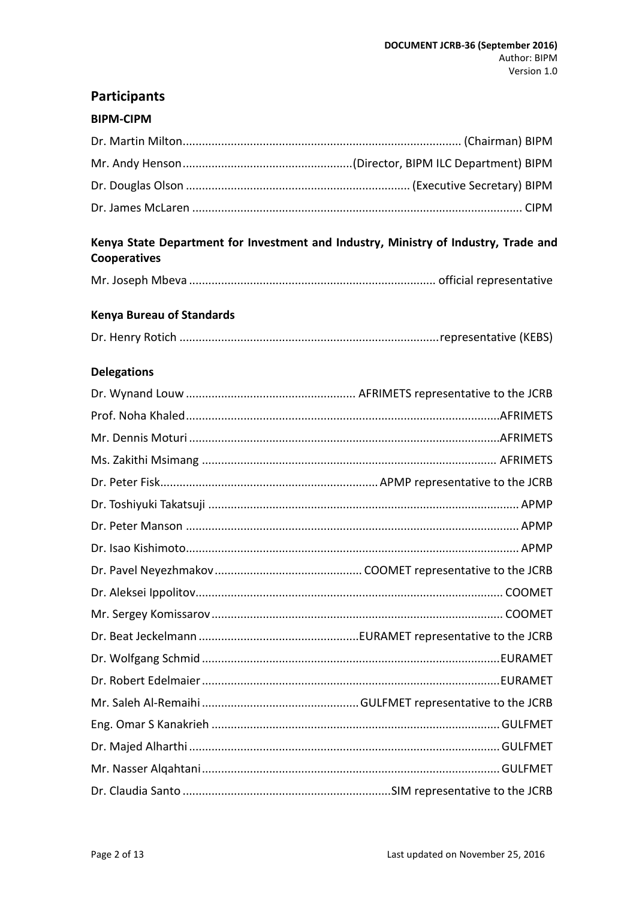## Participants

### BIPM-CIPM

Dr. Martin Milton........................................................................................ (Chairman) BIPM

Mr. Andy Henson....................................................(Director, BIPM ILC Department) BIPM

Dr. Douglas Olson ..................................................................... (Executive Secretary) BIPM

Dr. James McLaren ........................................................................................................ CIPM

### Kenya State Department for Investment and Industry, Ministry of Industry, Trade and Cooperatives

Mr. Joseph Mbeva ............................................................................ official representative

### Kenya Bureau of Standards

Dr. Henry Rotich ...............................................................................representative (KEBS)

### Delegations

Dr. Wynand Louw .................................................... AFRIMETS representative to the JCRB

Prof. Noha Khaled.................................................................................................AFRIMETS

Mr. Dennis Moturi ................................................................................................AFRIMETS

Ms. Zakithi Msimang ........................................................................................... AFRIMETS

Dr. Peter Fisk...................................................................APMP representative to the JCRB

Dr. Toshiyuki Takatsuji ................................................................................................ APMP

Dr. Peter Manson ........................................................................................................ APMP

Dr. Isao Kishimoto........................................................................................................ APMP

Dr. Pavel Neyezhmakov ............................................. COOMET representative to the JCRB

Dr. Aleksei Ippolitov............................................................................................... COOMET

Mr. Sergey Komissarov .......................................................................................... COOMET

Dr. Beat Jeckelmann .................................................EURAMET representative to the JCRB

Dr. Wolfgang Schmid ............................................................................................EURAMET

Dr. Robert Edelmaier ............................................................................................EURAMET

Mr. Saleh Al-Remaihi ................................................GULFMET representative to the JCRB

Eng. Omar S Kanakrieh ......................................................................................... GULFMET

Dr. Majed Alharthi ................................................................................................ GULFMET

Mr. Nasser Alqahtani ............................................................................................ GULFMET

Dr. Claudia Santo ................................................................SIM representative to the JCRB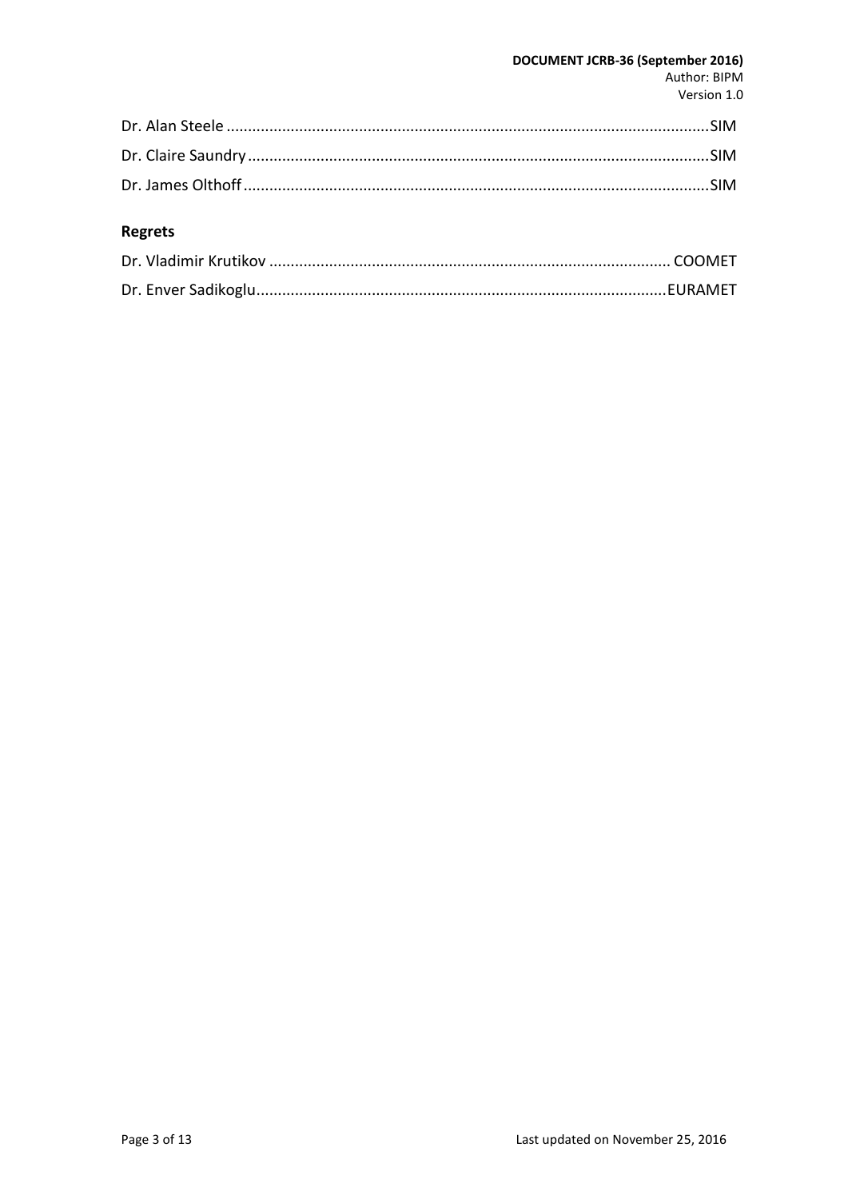Dr. Alan Steele ................................................................................................................SIM

Dr. Claire Saundry ...........................................................................................................SIM

Dr. James Olthoff ............................................................................................................SIM

## Regrets

Dr. Vladimir Krutikov ............................................................................................. COOMET

Dr. Enver Sadikoglu..............................................................................................EURAMET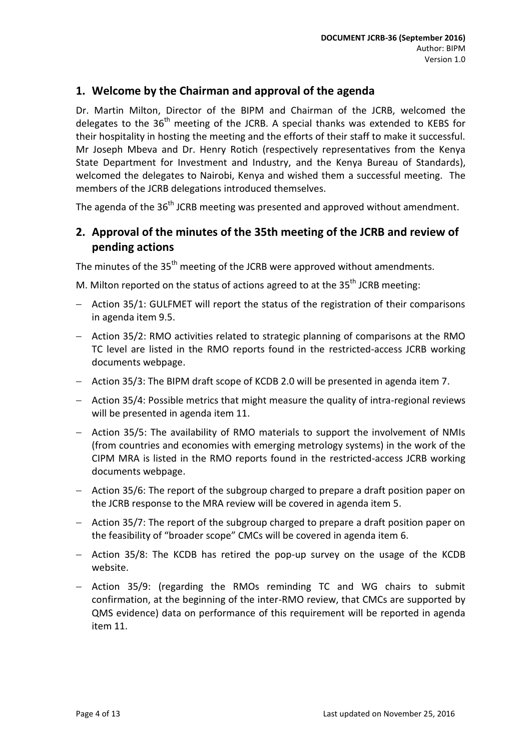## 1. Welcome by the Chairman and approval of the agenda

Dr. Martin Milton, Director of the BIPM and Chairman of the JCRB, welcomed the delegates to the 36th meeting of the JCRB. A special thanks was extended to KEBS for their hospitality in hosting the meeting and the efforts of their staff to make it successful. Mr Joseph Mbeva and Dr. Henry Rotich (respectively representatives from the Kenya State Department for Investment and Industry, and the Kenya Bureau of Standards), welcomed the delegates to Nairobi, Kenya and wished them a successful meeting. The members of the JCRB delegations introduced themselves.

The agenda of the 36th JCRB meeting was presented and approved without amendment.

## 2. Approval of the minutes of the 35th meeting of the JCRB and review of pending actions

The minutes of the 35th meeting of the JCRB were approved without amendments.

M. Milton reported on the status of actions agreed to at the 35th JCRB meeting:

- Action 35/1: GULFMET will report the status of the registration of their comparisons in agenda item 9.5.
- Action 35/2: RMO activities related to strategic planning of comparisons at the RMO TC level are listed in the RMO reports found in the restricted-access JCRB working documents webpage.
- Action 35/3: The BIPM draft scope of KCDB 2.0 will be presented in agenda item 7.
- Action 35/4: Possible metrics that might measure the quality of intra-regional reviews will be presented in agenda item 11.
- Action 35/5: The availability of RMO materials to support the involvement of NMIs (from countries and economies with emerging metrology systems) in the work of the CIPM MRA is listed in the RMO reports found in the restricted-access JCRB working documents webpage.
- Action 35/6: The report of the subgroup charged to prepare a draft position paper on the JCRB response to the MRA review will be covered in agenda item 5.
- Action 35/7: The report of the subgroup charged to prepare a draft position paper on the feasibility of "broader scope" CMCs will be covered in agenda item 6.
- Action 35/8: The KCDB has retired the pop-up survey on the usage of the KCDB website.
- Action 35/9: (regarding the RMOs reminding TC and WG chairs to submit confirmation, at the beginning of the inter-RMO review, that CMCs are supported by QMS evidence) data on performance of this requirement will be reported in agenda item 11.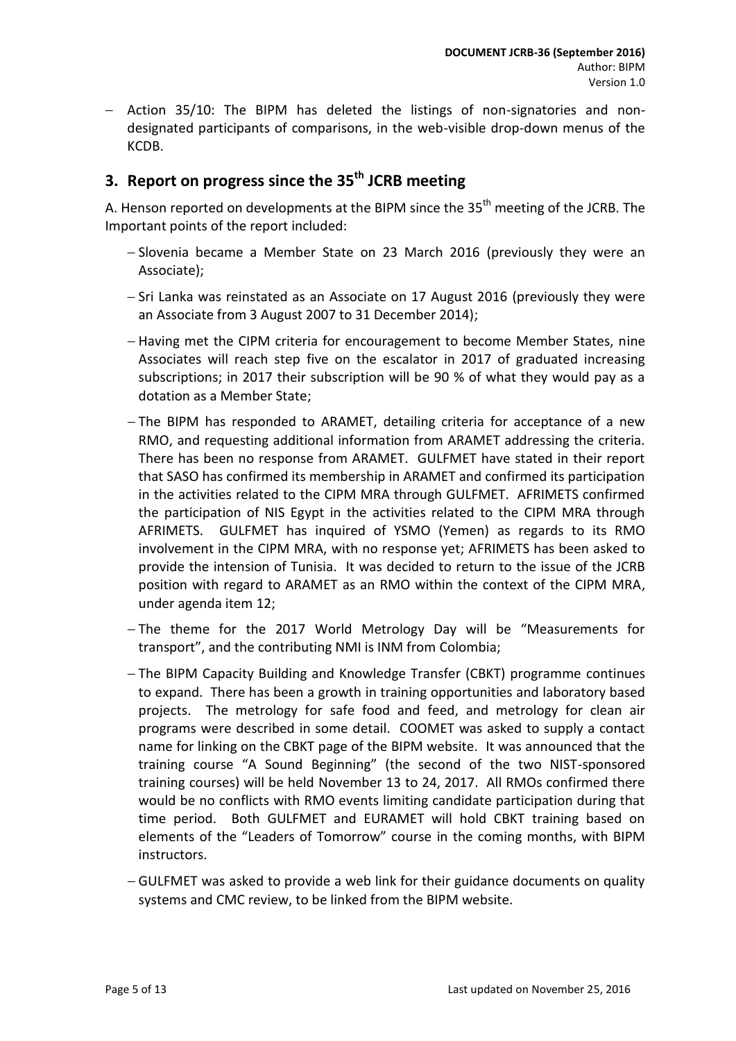- Action 35/10: The BIPM has deleted the listings of non-signatories and non-designated participants of comparisons, in the web-visible drop-down menus of the KCDB.

## 3. Report on progress since the 35th JCRB meeting

A. Henson reported on developments at the BIPM since the 35th meeting of the JCRB. The Important points of the report included:

- Slovenia became a Member State on 23 March 2016 (previously they were an Associate);
- Sri Lanka was reinstated as an Associate on 17 August 2016 (previously they were an Associate from 3 August 2007 to 31 December 2014);
- Having met the CIPM criteria for encouragement to become Member States, nine Associates will reach step five on the escalator in 2017 of graduated increasing subscriptions; in 2017 their subscription will be 90 % of what they would pay as a dotation as a Member State;
- The BIPM has responded to ARAMET, detailing criteria for acceptance of a new RMO, and requesting additional information from ARAMET addressing the criteria. There has been no response from ARAMET. GULFMET have stated in their report that SASO has confirmed its membership in ARAMET and confirmed its participation in the activities related to the CIPM MRA through GULFMET. AFRIMETS confirmed the participation of NIS Egypt in the activities related to the CIPM MRA through AFRIMETS. GULFMET has inquired of YSMO (Yemen) as regards to its RMO involvement in the CIPM MRA, with no response yet; AFRIMETS has been asked to provide the intension of Tunisia. It was decided to return to the issue of the JCRB position with regard to ARAMET as an RMO within the context of the CIPM MRA, under agenda item 12;
- The theme for the 2017 World Metrology Day will be "Measurements for transport", and the contributing NMI is INM from Colombia;
- The BIPM Capacity Building and Knowledge Transfer (CBKT) programme continues to expand. There has been a growth in training opportunities and laboratory based projects. The metrology for safe food and feed, and metrology for clean air programs were described in some detail. COOMET was asked to supply a contact name for linking on the CBKT page of the BIPM website. It was announced that the training course "A Sound Beginning" (the second of the two NIST-sponsored training courses) will be held November 13 to 24, 2017. All RMOs confirmed there would be no conflicts with RMO events limiting candidate participation during that time period. Both GULFMET and EURAMET will hold CBKT training based on elements of the "Leaders of Tomorrow" course in the coming months, with BIPM instructors.
- GULFMET was asked to provide a web link for their guidance documents on quality systems and CMC review, to be linked from the BIPM website.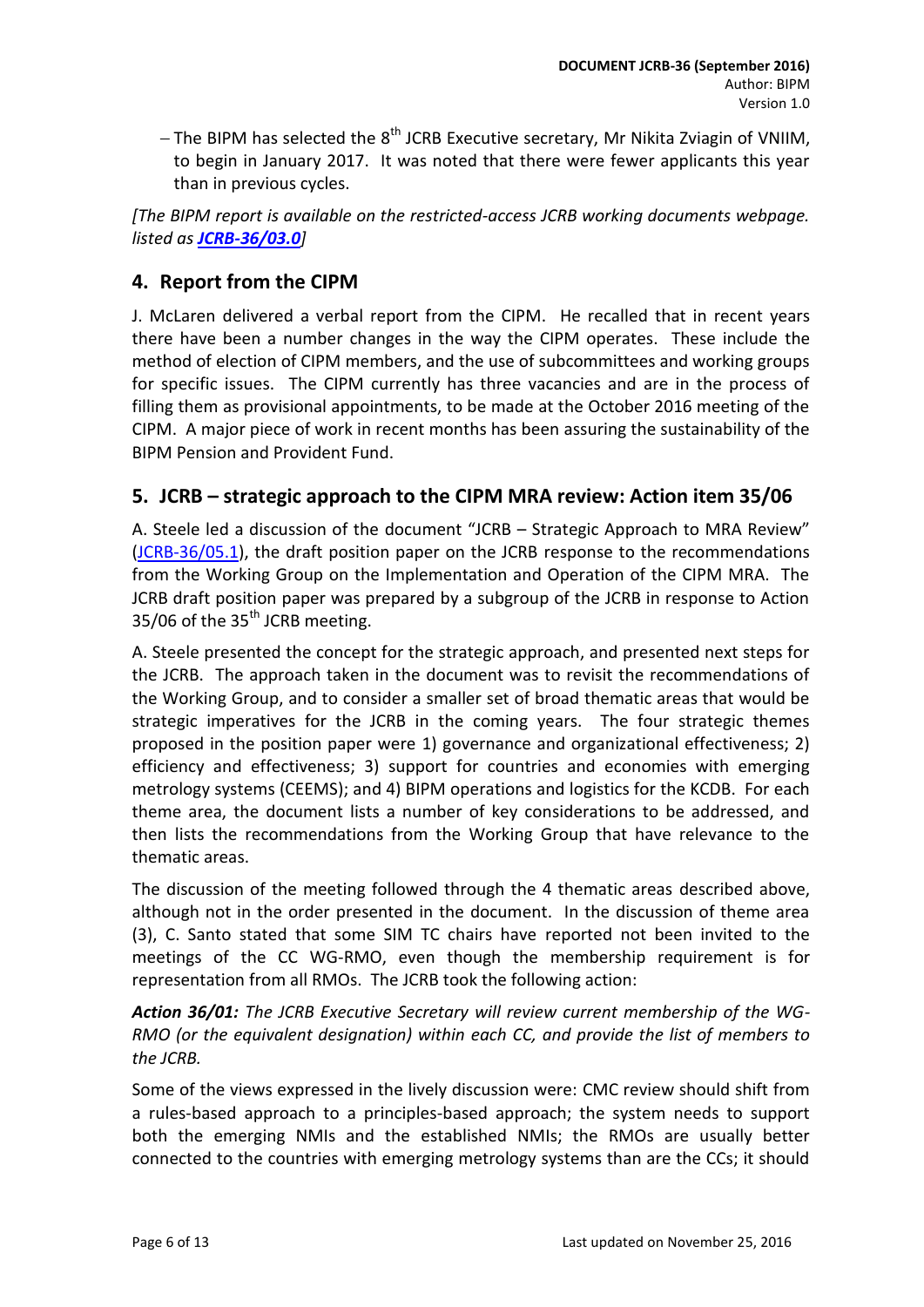- The BIPM has selected the 8th JCRB Executive secretary, Mr Nikita Zviagin of VNIIM, to begin in January 2017. It was noted that there were fewer applicants this year than in previous cycles.

*[The BIPM report is available on the restricted-access JCRB working documents webpage. listed as **JCRB-36/03.0**]*

## 4. Report from the CIPM

J. McLaren delivered a verbal report from the CIPM. He recalled that in recent years there have been a number changes in the way the CIPM operates. These include the method of election of CIPM members, and the use of subcommittees and working groups for specific issues. The CIPM currently has three vacancies and are in the process of filling them as provisional appointments, to be made at the October 2016 meeting of the CIPM. A major piece of work in recent months has been assuring the sustainability of the BIPM Pension and Provident Fund.

## 5. JCRB – strategic approach to the CIPM MRA review: Action item 35/06

A. Steele led a discussion of the document "JCRB – Strategic Approach to MRA Review" (JCRB-36/05.1), the draft position paper on the JCRB response to the recommendations from the Working Group on the Implementation and Operation of the CIPM MRA. The JCRB draft position paper was prepared by a subgroup of the JCRB in response to Action 35/06 of the 35th JCRB meeting.

A. Steele presented the concept for the strategic approach, and presented next steps for the JCRB. The approach taken in the document was to revisit the recommendations of the Working Group, and to consider a smaller set of broad thematic areas that would be strategic imperatives for the JCRB in the coming years. The four strategic themes proposed in the position paper were 1) governance and organizational effectiveness; 2) efficiency and effectiveness; 3) support for countries and economies with emerging metrology systems (CEEMS); and 4) BIPM operations and logistics for the KCDB. For each theme area, the document lists a number of key considerations to be addressed, and then lists the recommendations from the Working Group that have relevance to the thematic areas.

The discussion of the meeting followed through the 4 thematic areas described above, although not in the order presented in the document. In the discussion of theme area (3), C. Santo stated that some SIM TC chairs have reported not been invited to the meetings of the CC WG-RMO, even though the membership requirement is for representation from all RMOs. The JCRB took the following action:

***Action 36/01:*** *The JCRB Executive Secretary will review current membership of the WG-RMO (or the equivalent designation) within each CC, and provide the list of members to the JCRB.*

Some of the views expressed in the lively discussion were: CMC review should shift from a rules-based approach to a principles-based approach; the system needs to support both the emerging NMIs and the established NMIs; the RMOs are usually better connected to the countries with emerging metrology systems than are the CCs; it should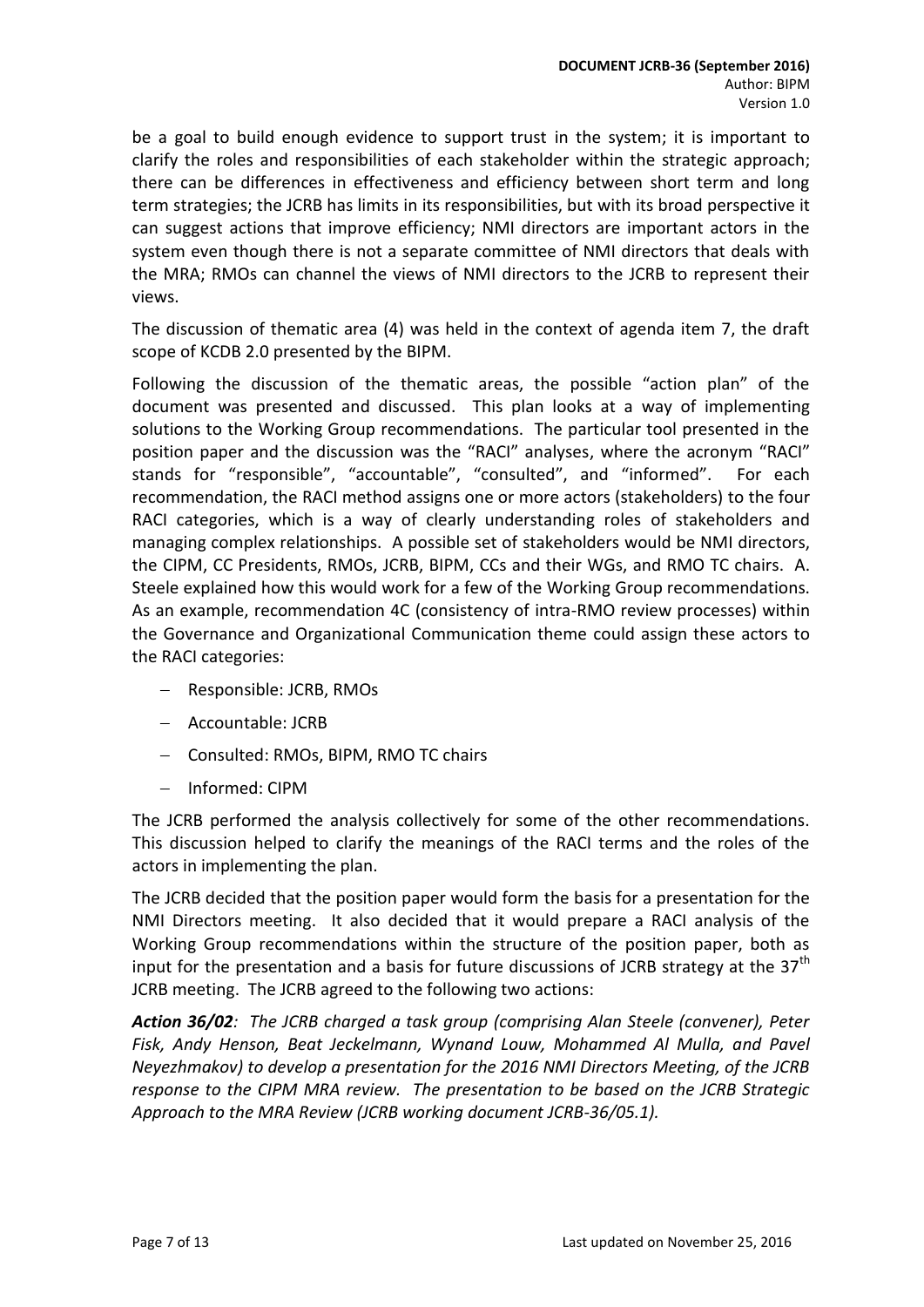be a goal to build enough evidence to support trust in the system; it is important to clarify the roles and responsibilities of each stakeholder within the strategic approach; there can be differences in effectiveness and efficiency between short term and long term strategies; the JCRB has limits in its responsibilities, but with its broad perspective it can suggest actions that improve efficiency; NMI directors are important actors in the system even though there is not a separate committee of NMI directors that deals with the MRA; RMOs can channel the views of NMI directors to the JCRB to represent their views.

The discussion of thematic area (4) was held in the context of agenda item 7, the draft scope of KCDB 2.0 presented by the BIPM.

Following the discussion of the thematic areas, the possible "action plan" of the document was presented and discussed. This plan looks at a way of implementing solutions to the Working Group recommendations. The particular tool presented in the position paper and the discussion was the "RACI" analyses, where the acronym "RACI" stands for "responsible", "accountable", "consulted", and "informed". For each recommendation, the RACI method assigns one or more actors (stakeholders) to the four RACI categories, which is a way of clearly understanding roles of stakeholders and managing complex relationships. A possible set of stakeholders would be NMI directors, the CIPM, CC Presidents, RMOs, JCRB, BIPM, CCs and their WGs, and RMO TC chairs. A. Steele explained how this would work for a few of the Working Group recommendations. As an example, recommendation 4C (consistency of intra-RMO review processes) within the Governance and Organizational Communication theme could assign these actors to the RACI categories:

- Responsible: JCRB, RMOs
- Accountable: JCRB
- Consulted: RMOs, BIPM, RMO TC chairs
- Informed: CIPM

The JCRB performed the analysis collectively for some of the other recommendations. This discussion helped to clarify the meanings of the RACI terms and the roles of the actors in implementing the plan.

The JCRB decided that the position paper would form the basis for a presentation for the NMI Directors meeting. It also decided that it would prepare a RACI analysis of the Working Group recommendations within the structure of the position paper, both as input for the presentation and a basis for future discussions of JCRB strategy at the 37th JCRB meeting. The JCRB agreed to the following two actions:

***Action 36/02****: The JCRB charged a task group (comprising Alan Steele (convener), Peter Fisk, Andy Henson, Beat Jeckelmann, Wynand Louw, Mohammed Al Mulla, and Pavel Neyezhmakov) to develop a presentation for the 2016 NMI Directors Meeting, of the JCRB response to the CIPM MRA review. The presentation to be based on the JCRB Strategic Approach to the MRA Review (JCRB working document JCRB-36/05.1).*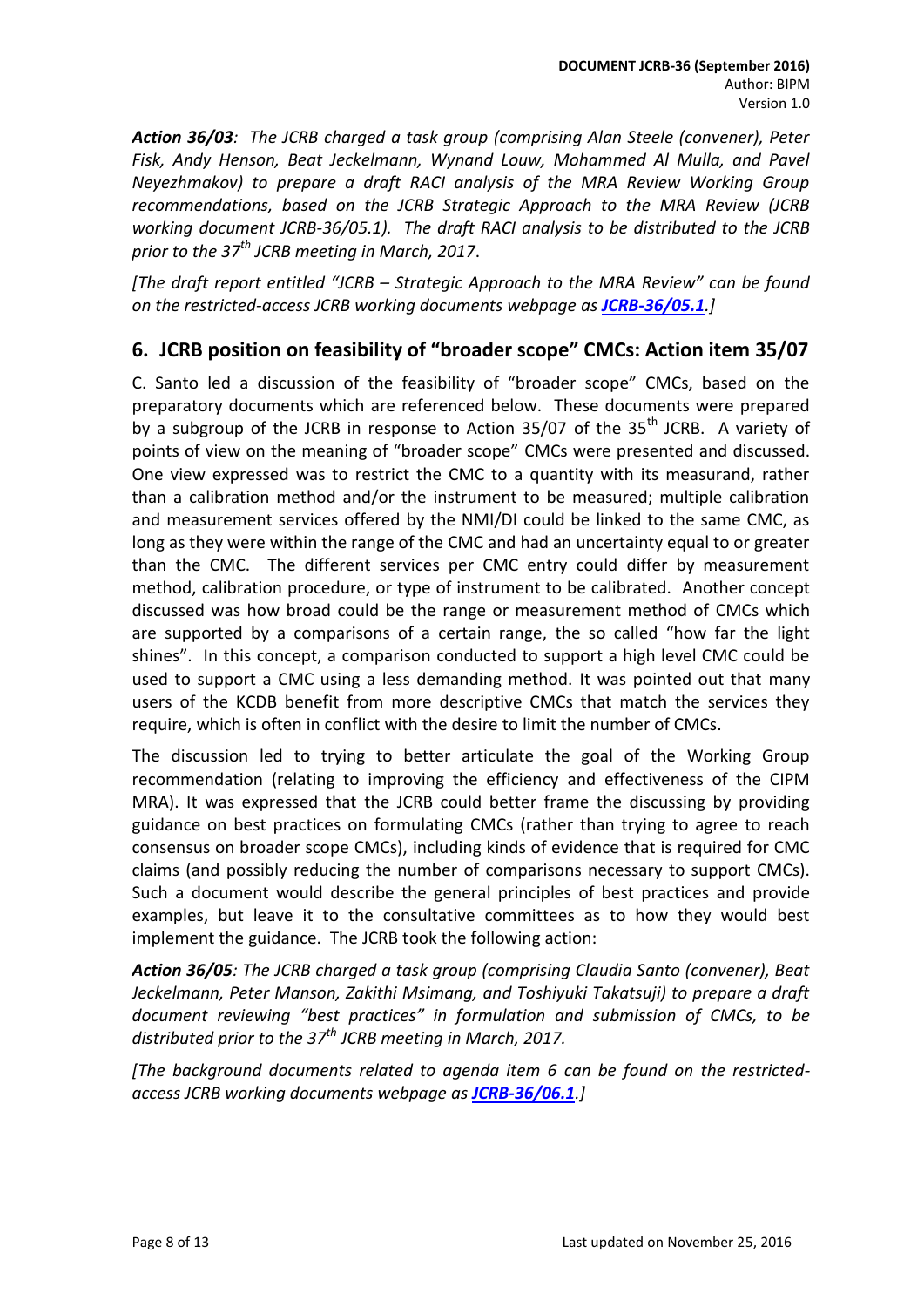***Action 36/03**: The JCRB charged a task group (comprising Alan Steele (convener), Peter Fisk, Andy Henson, Beat Jeckelmann, Wynand Louw, Mohammed Al Mulla, and Pavel Neyezhmakov) to prepare a draft RACI analysis of the MRA Review Working Group recommendations, based on the JCRB Strategic Approach to the MRA Review (JCRB working document JCRB-36/05.1). The draft RACI analysis to be distributed to the JCRB prior to the 37th JCRB meeting in March, 2017*.

*[The draft report entitled "JCRB – Strategic Approach to the MRA Review" can be found on the restricted-access JCRB working documents webpage as **JCRB-36/05.1**.]*

## 6. JCRB position on feasibility of "broader scope" CMCs: Action item 35/07

C. Santo led a discussion of the feasibility of "broader scope" CMCs, based on the preparatory documents which are referenced below. These documents were prepared by a subgroup of the JCRB in response to Action 35/07 of the 35th JCRB. A variety of points of view on the meaning of "broader scope" CMCs were presented and discussed. One view expressed was to restrict the CMC to a quantity with its measurand, rather than a calibration method and/or the instrument to be measured; multiple calibration and measurement services offered by the NMI/DI could be linked to the same CMC, as long as they were within the range of the CMC and had an uncertainty equal to or greater than the CMC. The different services per CMC entry could differ by measurement method, calibration procedure, or type of instrument to be calibrated. Another concept discussed was how broad could be the range or measurement method of CMCs which are supported by a comparisons of a certain range, the so called "how far the light shines". In this concept, a comparison conducted to support a high level CMC could be used to support a CMC using a less demanding method. It was pointed out that many users of the KCDB benefit from more descriptive CMCs that match the services they require, which is often in conflict with the desire to limit the number of CMCs.

The discussion led to trying to better articulate the goal of the Working Group recommendation (relating to improving the efficiency and effectiveness of the CIPM MRA). It was expressed that the JCRB could better frame the discussing by providing guidance on best practices on formulating CMCs (rather than trying to agree to reach consensus on broader scope CMCs), including kinds of evidence that is required for CMC claims (and possibly reducing the number of comparisons necessary to support CMCs). Such a document would describe the general principles of best practices and provide examples, but leave it to the consultative committees as to how they would best implement the guidance. The JCRB took the following action:

***Action 36/05**: The JCRB charged a task group (comprising Claudia Santo (convener), Beat Jeckelmann, Peter Manson, Zakithi Msimang, and Toshiyuki Takatsuji) to prepare a draft document reviewing "best practices" in formulation and submission of CMCs, to be distributed prior to the 37th JCRB meeting in March, 2017.*

*[The background documents related to agenda item 6 can be found on the restricted-access JCRB working documents webpage as **JCRB-36/06.1**.]*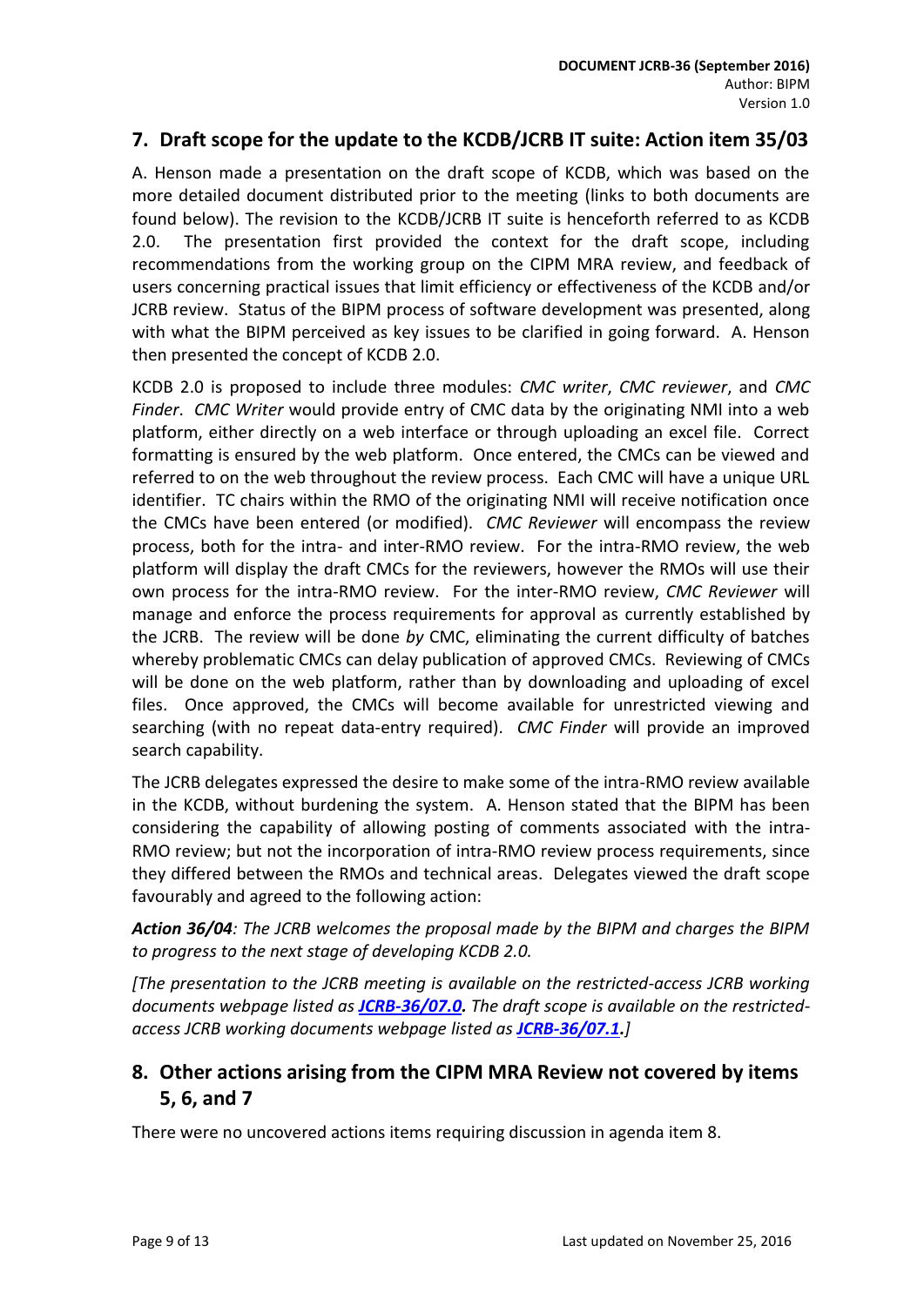## 7. Draft scope for the update to the KCDB/JCRB IT suite: Action item 35/03

A. Henson made a presentation on the draft scope of KCDB, which was based on the more detailed document distributed prior to the meeting (links to both documents are found below). The revision to the KCDB/JCRB IT suite is henceforth referred to as KCDB 2.0. The presentation first provided the context for the draft scope, including recommendations from the working group on the CIPM MRA review, and feedback of users concerning practical issues that limit efficiency or effectiveness of the KCDB and/or JCRB review. Status of the BIPM process of software development was presented, along with what the BIPM perceived as key issues to be clarified in going forward. A. Henson then presented the concept of KCDB 2.0.

KCDB 2.0 is proposed to include three modules: *CMC writer*, *CMC reviewer*, and *CMC Finder*. *CMC Writer* would provide entry of CMC data by the originating NMI into a web platform, either directly on a web interface or through uploading an excel file. Correct formatting is ensured by the web platform. Once entered, the CMCs can be viewed and referred to on the web throughout the review process. Each CMC will have a unique URL identifier. TC chairs within the RMO of the originating NMI will receive notification once the CMCs have been entered (or modified). *CMC Reviewer* will encompass the review process, both for the intra- and inter-RMO review. For the intra-RMO review, the web platform will display the draft CMCs for the reviewers, however the RMOs will use their own process for the intra-RMO review. For the inter-RMO review, *CMC Reviewer* will manage and enforce the process requirements for approval as currently established by the JCRB. The review will be done *by* CMC, eliminating the current difficulty of batches whereby problematic CMCs can delay publication of approved CMCs. Reviewing of CMCs will be done on the web platform, rather than by downloading and uploading of excel files. Once approved, the CMCs will become available for unrestricted viewing and searching (with no repeat data-entry required). *CMC Finder* will provide an improved search capability.

The JCRB delegates expressed the desire to make some of the intra-RMO review available in the KCDB, without burdening the system. A. Henson stated that the BIPM has been considering the capability of allowing posting of comments associated with the intra-RMO review; but not the incorporation of intra-RMO review process requirements, since they differed between the RMOs and technical areas. Delegates viewed the draft scope favourably and agreed to the following action:

***Action 36/04****: The JCRB welcomes the proposal made by the BIPM and charges the BIPM to progress to the next stage of developing KCDB 2.0.*

*[The presentation to the JCRB meeting is available on the restricted-access JCRB working documents webpage listed as* ***JCRB-36/07.0****. The draft scope is available on the restricted-access JCRB working documents webpage listed as* ***JCRB-36/07.1****.]*

## 8. Other actions arising from the CIPM MRA Review not covered by items 5, 6, and 7

There were no uncovered actions items requiring discussion in agenda item 8.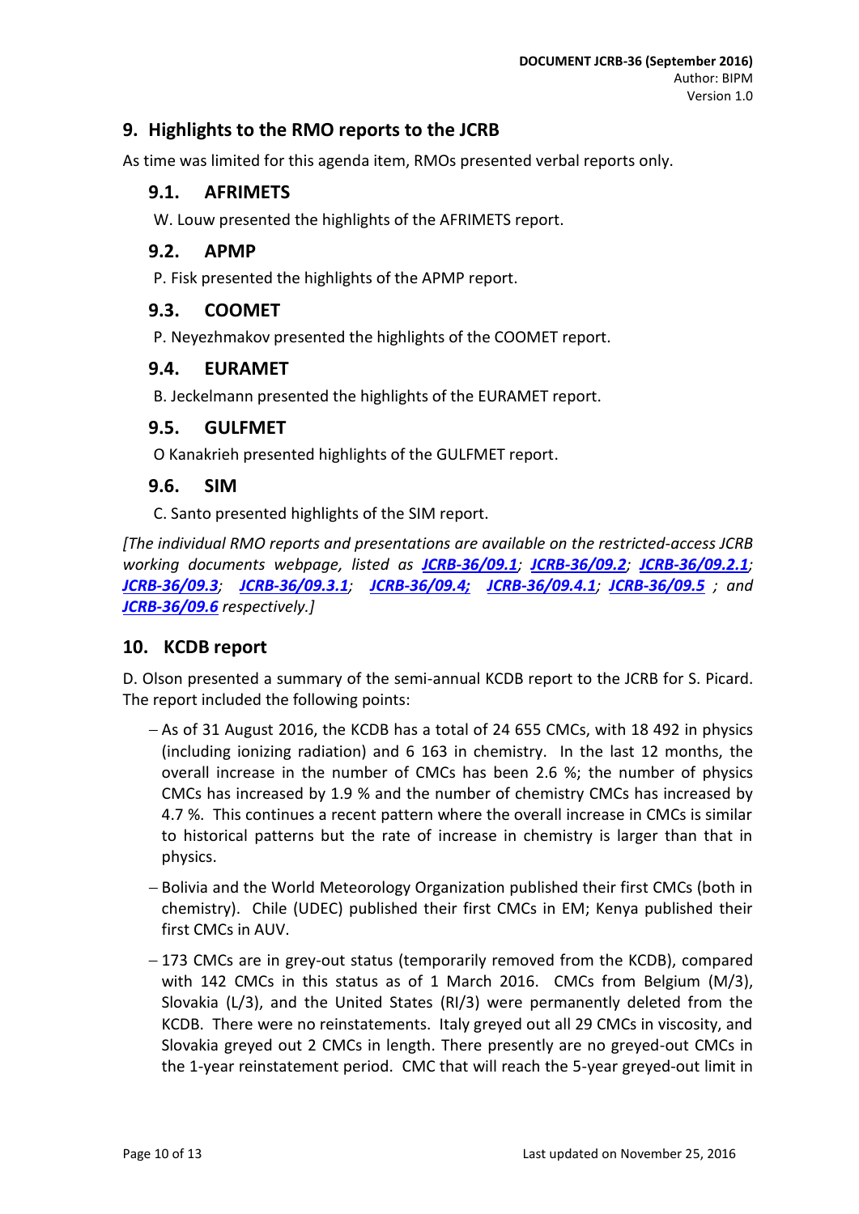## 9. Highlights to the RMO reports to the JCRB

As time was limited for this agenda item, RMOs presented verbal reports only.

### 9.1. AFRIMETS

W. Louw presented the highlights of the AFRIMETS report.

### 9.2. APMP

P. Fisk presented the highlights of the APMP report.

### 9.3. COOMET

P. Neyezhmakov presented the highlights of the COOMET report.

### 9.4. EURAMET

B. Jeckelmann presented the highlights of the EURAMET report.

### 9.5. GULFMET

O Kanakrieh presented highlights of the GULFMET report.

### 9.6. SIM

C. Santo presented highlights of the SIM report.

*[The individual RMO reports and presentations are available on the restricted-access JCRB working documents webpage, listed as **JCRB-36/09.1**; **JCRB-36/09.2**; **JCRB-36/09.2.1**; **JCRB-36/09.3**; **JCRB-36/09.3.1**; **JCRB-36/09.4;** **JCRB-36/09.4.1**; **JCRB-36/09.5** ; and **JCRB-36/09.6** respectively.]*

## 10. KCDB report

D. Olson presented a summary of the semi-annual KCDB report to the JCRB for S. Picard. The report included the following points:

- As of 31 August 2016, the KCDB has a total of 24 655 CMCs, with 18 492 in physics (including ionizing radiation) and 6 163 in chemistry. In the last 12 months, the overall increase in the number of CMCs has been 2.6 %; the number of physics CMCs has increased by 1.9 % and the number of chemistry CMCs has increased by 4.7 %. This continues a recent pattern where the overall increase in CMCs is similar to historical patterns but the rate of increase in chemistry is larger than that in physics.
- Bolivia and the World Meteorology Organization published their first CMCs (both in chemistry). Chile (UDEC) published their first CMCs in EM; Kenya published their first CMCs in AUV.
- 173 CMCs are in grey-out status (temporarily removed from the KCDB), compared with 142 CMCs in this status as of 1 March 2016. CMCs from Belgium (M/3), Slovakia (L/3), and the United States (RI/3) were permanently deleted from the KCDB. There were no reinstatements. Italy greyed out all 29 CMCs in viscosity, and Slovakia greyed out 2 CMCs in length. There presently are no greyed-out CMCs in the 1-year reinstatement period. CMC that will reach the 5-year greyed-out limit in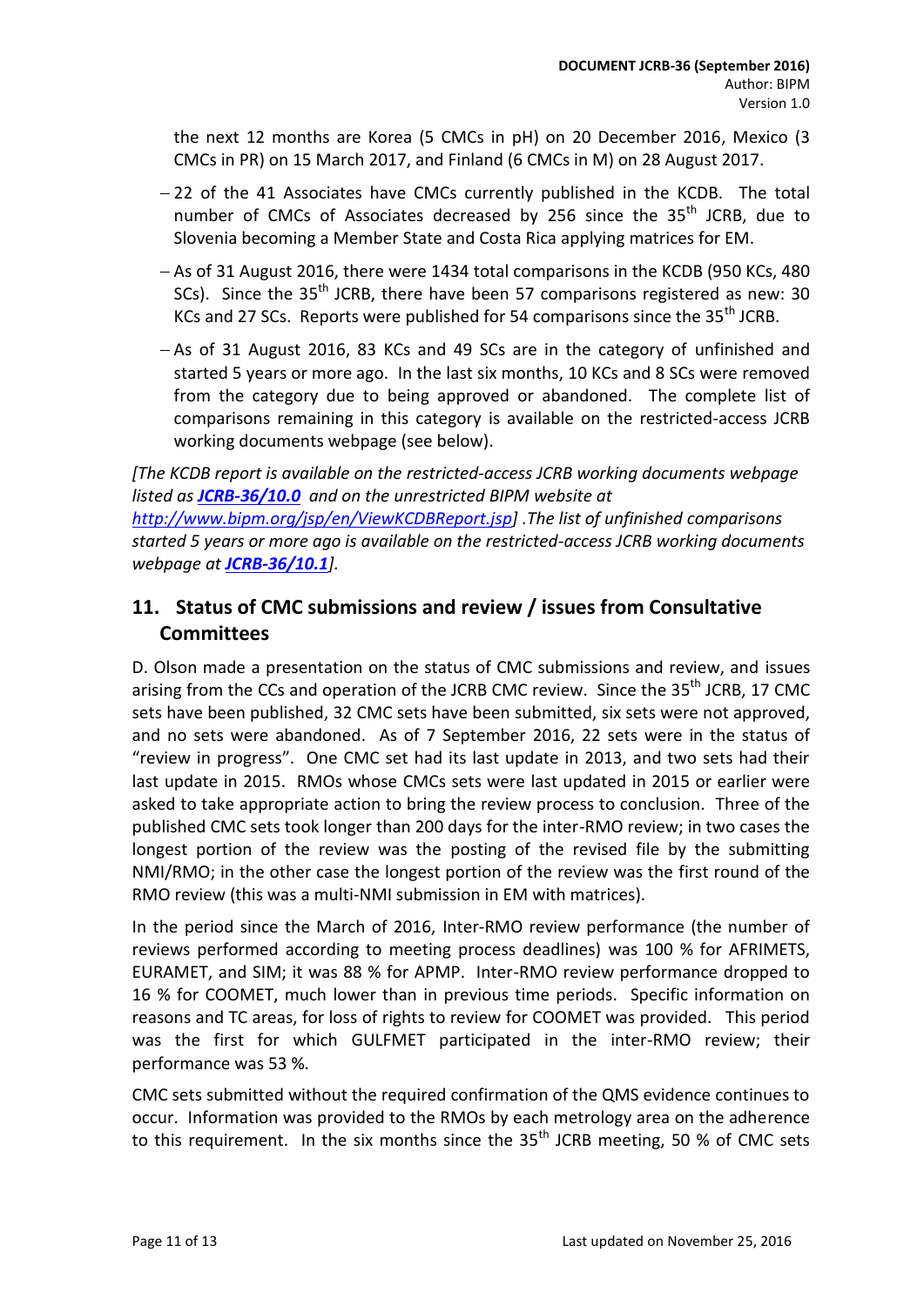the next 12 months are Korea (5 CMCs in pH) on 20 December 2016, Mexico (3 CMCs in PR) on 15 March 2017, and Finland (6 CMCs in M) on 28 August 2017.

- 22 of the 41 Associates have CMCs currently published in the KCDB. The total number of CMCs of Associates decreased by 256 since the 35th JCRB, due to Slovenia becoming a Member State and Costa Rica applying matrices for EM.
- As of 31 August 2016, there were 1434 total comparisons in the KCDB (950 KCs, 480 SCs). Since the 35th JCRB, there have been 57 comparisons registered as new: 30 KCs and 27 SCs. Reports were published for 54 comparisons since the 35th JCRB.
- As of 31 August 2016, 83 KCs and 49 SCs are in the category of unfinished and started 5 years or more ago. In the last six months, 10 KCs and 8 SCs were removed from the category due to being approved or abandoned. The complete list of comparisons remaining in this category is available on the restricted-access JCRB working documents webpage (see below).

*[The KCDB report is available on the restricted-access JCRB working documents webpage listed as **JCRB-36/10.0** and on the unrestricted BIPM website at http://www.bipm.org/jsp/en/ViewKCDBReport.jsp] .The list of unfinished comparisons started 5 years or more ago is available on the restricted-access JCRB working documents webpage at **JCRB-36/10.1**].*

## 11. Status of CMC submissions and review / issues from Consultative Committees

D. Olson made a presentation on the status of CMC submissions and review, and issues arising from the CCs and operation of the JCRB CMC review. Since the 35th JCRB, 17 CMC sets have been published, 32 CMC sets have been submitted, six sets were not approved, and no sets were abandoned. As of 7 September 2016, 22 sets were in the status of "review in progress". One CMC set had its last update in 2013, and two sets had their last update in 2015. RMOs whose CMCs sets were last updated in 2015 or earlier were asked to take appropriate action to bring the review process to conclusion. Three of the published CMC sets took longer than 200 days for the inter-RMO review; in two cases the longest portion of the review was the posting of the revised file by the submitting NMI/RMO; in the other case the longest portion of the review was the first round of the RMO review (this was a multi-NMI submission in EM with matrices).

In the period since the March of 2016, Inter-RMO review performance (the number of reviews performed according to meeting process deadlines) was 100 % for AFRIMETS, EURAMET, and SIM; it was 88 % for APMP. Inter-RMO review performance dropped to 16 % for COOMET, much lower than in previous time periods. Specific information on reasons and TC areas, for loss of rights to review for COOMET was provided. This period was the first for which GULFMET participated in the inter-RMO review; their performance was 53 %.

CMC sets submitted without the required confirmation of the QMS evidence continues to occur. Information was provided to the RMOs by each metrology area on the adherence to this requirement. In the six months since the 35th JCRB meeting, 50 % of CMC sets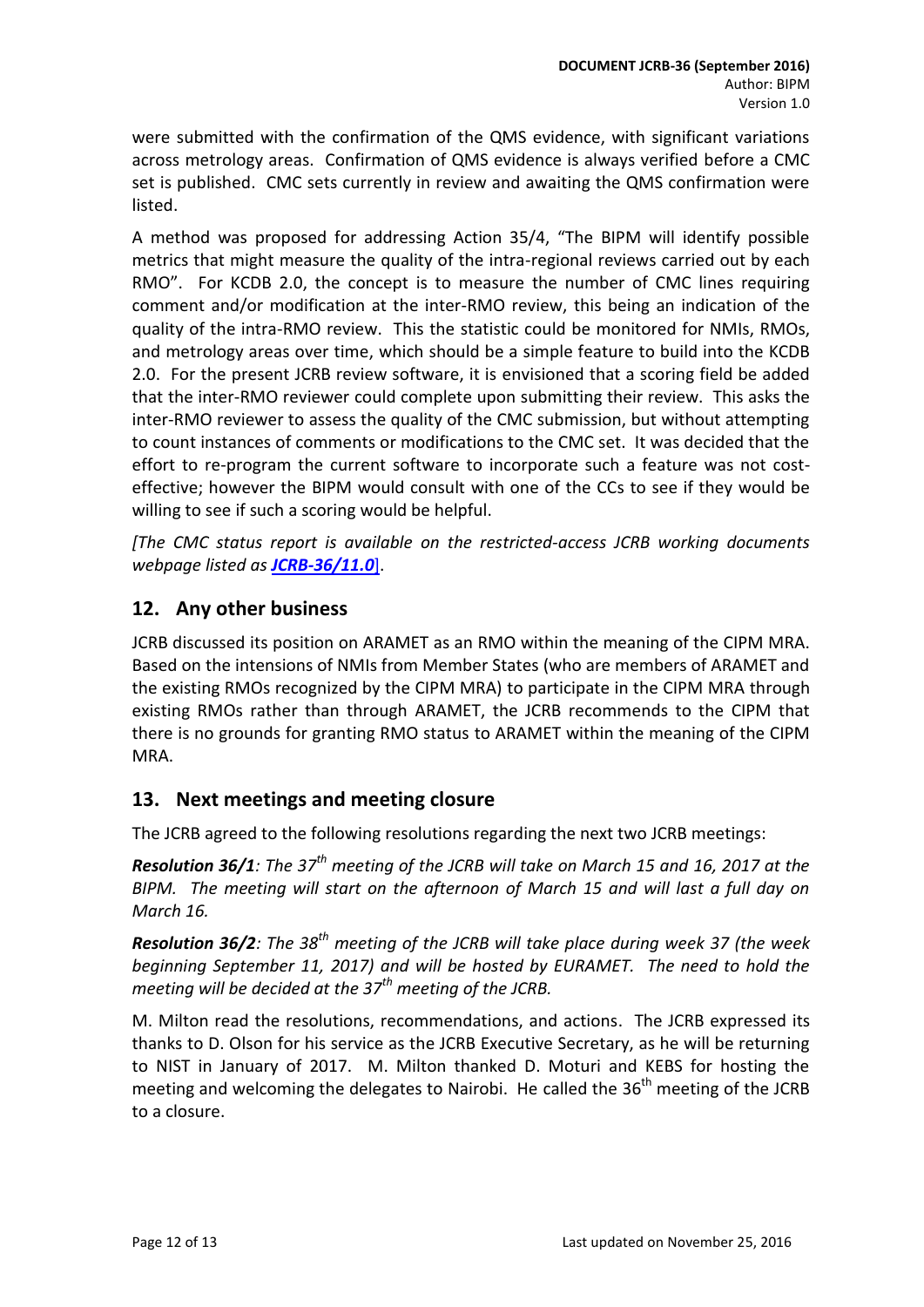were submitted with the confirmation of the QMS evidence, with significant variations across metrology areas. Confirmation of QMS evidence is always verified before a CMC set is published. CMC sets currently in review and awaiting the QMS confirmation were listed.

A method was proposed for addressing Action 35/4, "The BIPM will identify possible metrics that might measure the quality of the intra-regional reviews carried out by each RMO". For KCDB 2.0, the concept is to measure the number of CMC lines requiring comment and/or modification at the inter-RMO review, this being an indication of the quality of the intra-RMO review. This the statistic could be monitored for NMIs, RMOs, and metrology areas over time, which should be a simple feature to build into the KCDB 2.0. For the present JCRB review software, it is envisioned that a scoring field be added that the inter-RMO reviewer could complete upon submitting their review. This asks the inter-RMO reviewer to assess the quality of the CMC submission, but without attempting to count instances of comments or modifications to the CMC set. It was decided that the effort to re-program the current software to incorporate such a feature was not cost-effective; however the BIPM would consult with one of the CCs to see if they would be willing to see if such a scoring would be helpful.

*[The CMC status report is available on the restricted-access JCRB working documents webpage listed as* ***JCRB-36/11.0***].

## 12. Any other business

JCRB discussed its position on ARAMET as an RMO within the meaning of the CIPM MRA. Based on the intensions of NMIs from Member States (who are members of ARAMET and the existing RMOs recognized by the CIPM MRA) to participate in the CIPM MRA through existing RMOs rather than through ARAMET, the JCRB recommends to the CIPM that there is no grounds for granting RMO status to ARAMET within the meaning of the CIPM MRA.

## 13. Next meetings and meeting closure

The JCRB agreed to the following resolutions regarding the next two JCRB meetings:

***Resolution 36/1****: The 37th meeting of the JCRB will take on March 15 and 16, 2017 at the BIPM. The meeting will start on the afternoon of March 15 and will last a full day on March 16.*

***Resolution 36/2****: The 38th meeting of the JCRB will take place during week 37 (the week beginning September 11, 2017) and will be hosted by EURAMET. The need to hold the meeting will be decided at the 37th meeting of the JCRB.*

M. Milton read the resolutions, recommendations, and actions. The JCRB expressed its thanks to D. Olson for his service as the JCRB Executive Secretary, as he will be returning to NIST in January of 2017. M. Milton thanked D. Moturi and KEBS for hosting the meeting and welcoming the delegates to Nairobi. He called the 36th meeting of the JCRB to a closure.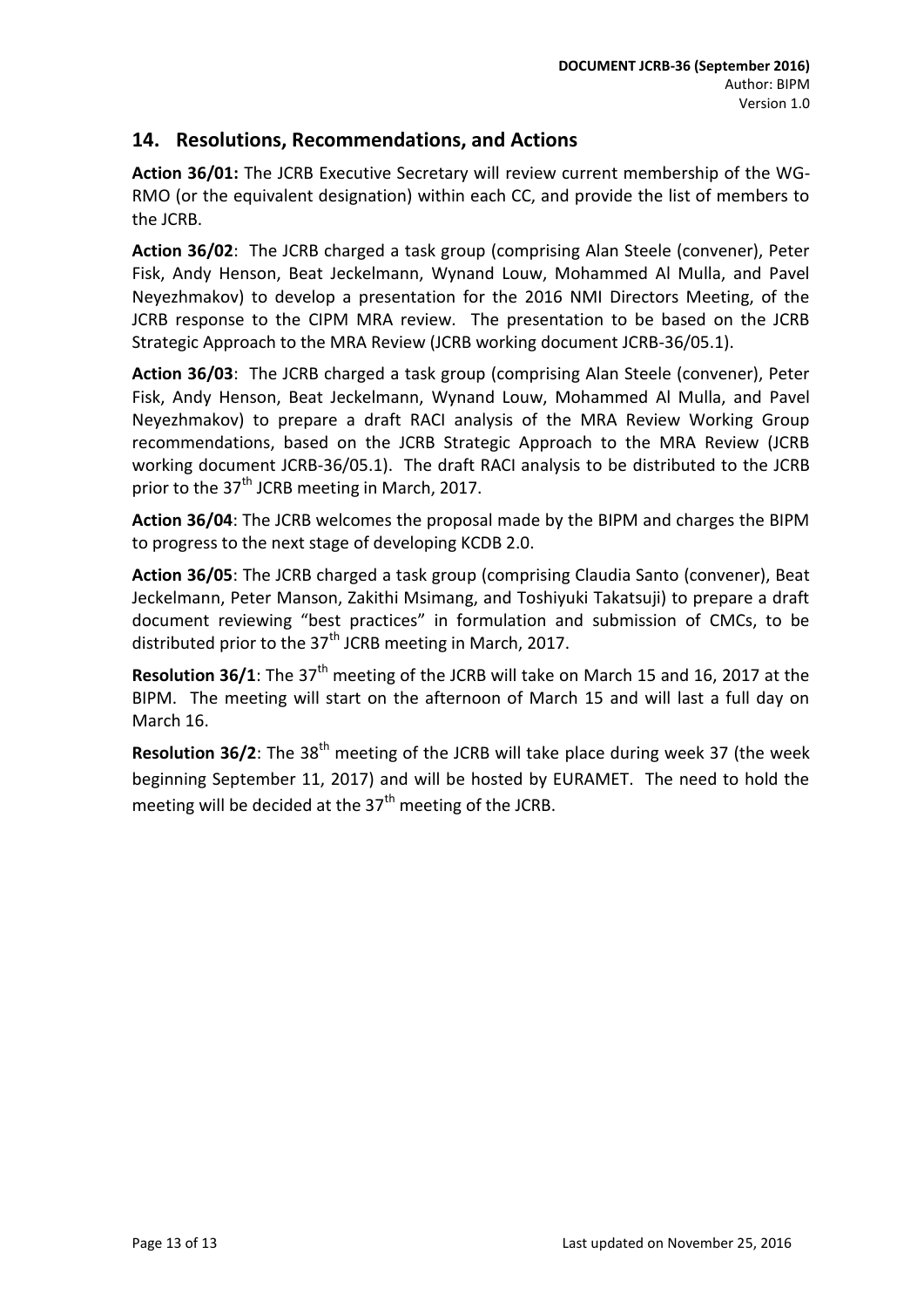## 14. Resolutions, Recommendations, and Actions

**Action 36/01:** The JCRB Executive Secretary will review current membership of the WG-RMO (or the equivalent designation) within each CC, and provide the list of members to the JCRB.

**Action 36/02**: The JCRB charged a task group (comprising Alan Steele (convener), Peter Fisk, Andy Henson, Beat Jeckelmann, Wynand Louw, Mohammed Al Mulla, and Pavel Neyezhmakov) to develop a presentation for the 2016 NMI Directors Meeting, of the JCRB response to the CIPM MRA review. The presentation to be based on the JCRB Strategic Approach to the MRA Review (JCRB working document JCRB-36/05.1).

**Action 36/03**: The JCRB charged a task group (comprising Alan Steele (convener), Peter Fisk, Andy Henson, Beat Jeckelmann, Wynand Louw, Mohammed Al Mulla, and Pavel Neyezhmakov) to prepare a draft RACI analysis of the MRA Review Working Group recommendations, based on the JCRB Strategic Approach to the MRA Review (JCRB working document JCRB-36/05.1). The draft RACI analysis to be distributed to the JCRB prior to the 37th JCRB meeting in March, 2017.

**Action 36/04**: The JCRB welcomes the proposal made by the BIPM and charges the BIPM to progress to the next stage of developing KCDB 2.0.

**Action 36/05**: The JCRB charged a task group (comprising Claudia Santo (convener), Beat Jeckelmann, Peter Manson, Zakithi Msimang, and Toshiyuki Takatsuji) to prepare a draft document reviewing "best practices" in formulation and submission of CMCs, to be distributed prior to the 37th JCRB meeting in March, 2017.

**Resolution 36/1**: The 37th meeting of the JCRB will take on March 15 and 16, 2017 at the BIPM. The meeting will start on the afternoon of March 15 and will last a full day on March 16.

**Resolution 36/2**: The 38th meeting of the JCRB will take place during week 37 (the week beginning September 11, 2017) and will be hosted by EURAMET. The need to hold the meeting will be decided at the 37th meeting of the JCRB.